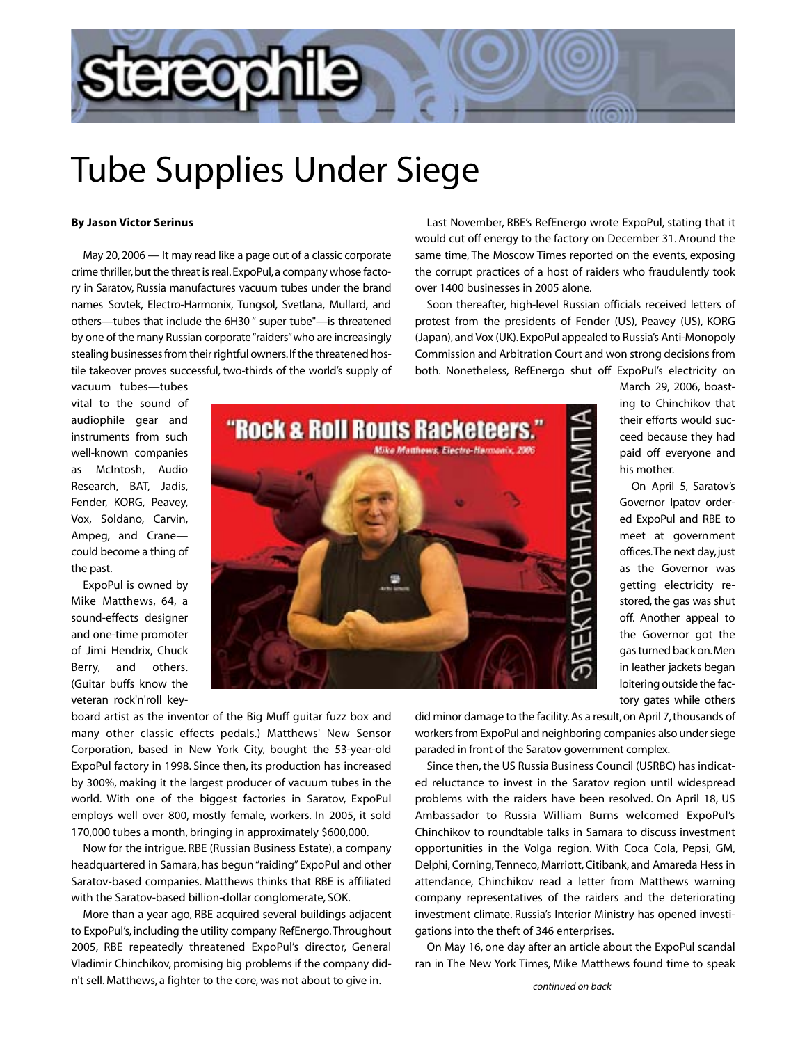# Tube Supplies Under Siege

**By Jason Victor Serinus**

May 20, 2006 — It may read like a page out of a classic corporate crime thriller, but the threat is real. ExpoPul, a company whose factory in Saratov, Russia manufactures vacuum tubes under the brand names Sovtek, Electro-Harmonix, Tungsol, Svetlana, Mullard, and others—tubes that include the 6H30 " super tube"—is threatened by one of the many Russian corporate "raiders" who are increasingly stealing businesses from their rightful owners. If the threatened hostile takeover proves successful, two-thirds of the world's supply of vacuum tubes—tubes vital to the sound of audiophile gear and instruments from such well-known companies as McIntosh, Audio Research, BAT, Jadis, Fender, KORG, Peavey, Vox, Soldano, Carvin, Ampeg, and Crane—could become a thing of the past.

ExpoPul is owned by Mike Matthews, 64, a sound-effects designer and one-time promoter of Jimi Hendrix, Chuck Berry, and others. (Guitar buffs know the veteran rock'n'roll keyboard artist as the inventor of the Big Muff guitar fuzz box and many other classic effects pedals.) Matthews' New Sensor Corporation, based in New York City, bought the 53-year-old ExpoPul factory in 1998. Since then, its production has increased by 300%, making it the largest producer of vacuum tubes in the world. With one of the biggest factories in Saratov, ExpoPul employs well over 800, mostly female, workers. In 2005, it sold 170,000 tubes a month, bringing in approximately $600,000.

Now for the intrigue. RBE (Russian Business Estate), a company headquartered in Samara, has begun "raiding" ExpoPul and other Saratov-based companies. Matthews thinks that RBE is affiliated with the Saratov-based billion-dollar conglomerate, SOK.

More than a year ago, RBE acquired several buildings adjacent to ExpoPul's, including the utility company RefEnergo. Throughout 2005, RBE repeatedly threatened ExpoPul's director, General Vladimir Chinchikov, promising big problems if the company didn't sell. Matthews, a fighter to the core, was not about to give in.

Last November, RBE's RefEnergo wrote ExpoPul, stating that it would cut off energy to the factory on December 31. Around the same time, The Moscow Times reported on the events, exposing the corrupt practices of a host of raiders who fraudulently took over 1400 businesses in 2005 alone.

Soon thereafter, high-level Russian officials received letters of protest from the presidents of Fender (US), Peavey (US), KORG (Japan), and Vox (UK). ExpoPul appealed to Russia's Anti-Monopoly Commission and Arbitration Court and won strong decisions from both. Nonetheless, RefEnergo shut off ExpoPul's electricity on March 29, 2006, boasting to Chinchikov that their efforts would succeed because they had paid off everyone and his mother.

"Rock & Roll Routs Racketeers."
*Mike Matthews, Electro-Harmonix, 2006*
ЭЛЕКТРОННАЯ ЛАМПА

On April 5, Saratov's Governor Ipatov ordered ExpoPul and RBE to meet at government offices. The next day, just as the Governor was getting electricity restored, the gas was shut off. Another appeal to the Governor got the gas turned back on. Men in leather jackets began loitering outside the factory gates while others did minor damage to the facility. As a result, on April 7, thousands of workers from ExpoPul and neighboring companies also under siege paraded in front of the Saratov government complex.

Since then, the US Russia Business Council (USRBC) has indicated reluctance to invest in the Saratov region until widespread problems with the raiders have been resolved. On April 18, US Ambassador to Russia William Burns welcomed ExpoPul's Chinchikov to roundtable talks in Samara to discuss investment opportunities in the Volga region. With Coca Cola, Pepsi, GM, Delphi, Corning, Tenneco, Marriott, Citibank, and Amareda Hess in attendance, Chinchikov read a letter from Matthews warning company representatives of the raiders and the deteriorating investment climate. Russia's Interior Ministry has opened investigations into the theft of 346 enterprises.

On May 16, one day after an article about the ExpoPul scandal ran in The New York Times, Mike Matthews found time to speak

*continued on back*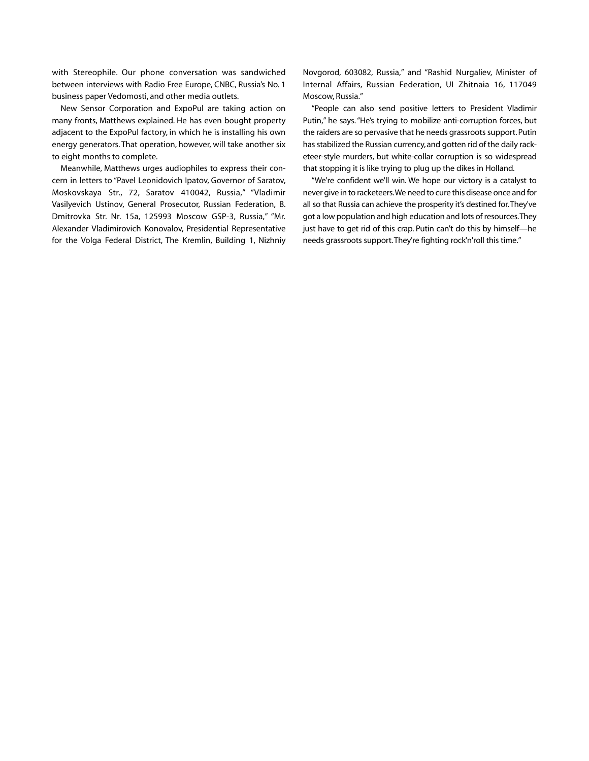with Stereophile. Our phone conversation was sandwiched between interviews with Radio Free Europe, CNBC, Russia's No. 1 business paper Vedomosti, and other media outlets.

New Sensor Corporation and ExpoPul are taking action on many fronts, Matthews explained. He has even bought property adjacent to the ExpoPul factory, in which he is installing his own energy generators. That operation, however, will take another six to eight months to complete.

Meanwhile, Matthews urges audiophiles to express their concern in letters to "Pavel Leonidovich Ipatov, Governor of Saratov, Moskovskaya Str., 72, Saratov 410042, Russia," "Vladimir Vasilyevich Ustinov, General Prosecutor, Russian Federation, B. Dmitrovka Str. Nr. 15a, 125993 Moscow GSP-3, Russia," "Mr. Alexander Vladimirovich Konovalov, Presidential Representative for the Volga Federal District, The Kremlin, Building 1, Nizhniy Novgorod, 603082, Russia," and "Rashid Nurgaliev, Minister of Internal Affairs, Russian Federation, Ul Zhitnaia 16, 117049 Moscow, Russia."

"People can also send positive letters to President Vladimir Putin," he says. "He's trying to mobilize anti-corruption forces, but the raiders are so pervasive that he needs grassroots support. Putin has stabilized the Russian currency, and gotten rid of the daily racketeer-style murders, but white-collar corruption is so widespread that stopping it is like trying to plug up the dikes in Holland.

"We're confident we'll win. We hope our victory is a catalyst to never give in to racketeers. We need to cure this disease once and for all so that Russia can achieve the prosperity it's destined for. They've got a low population and high education and lots of resources. They just have to get rid of this crap. Putin can't do this by himself—he needs grassroots support. They're fighting rock'n'roll this time."